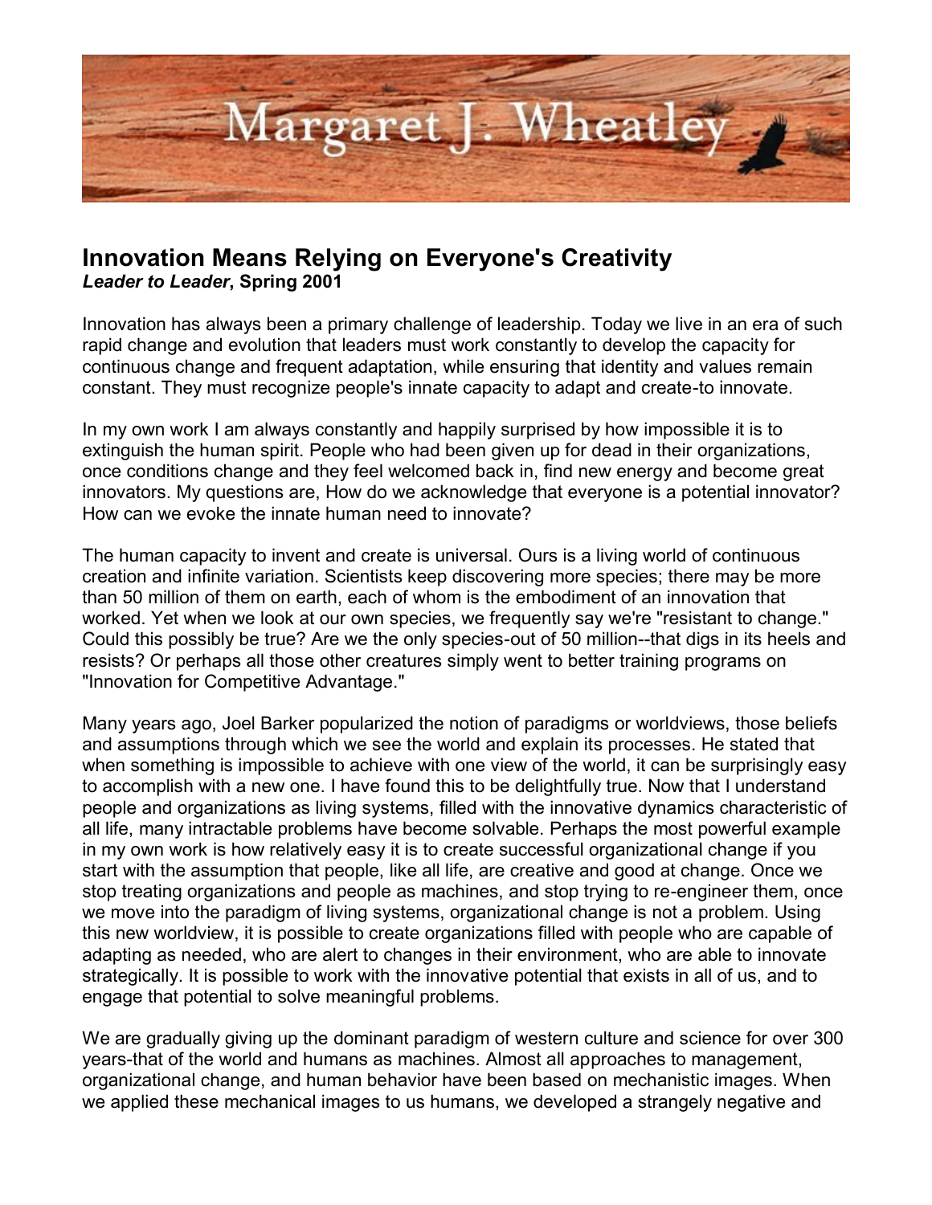# Margaret J. Wheatley

## Innovation Means Relying on Everyone's Creativity

***Leader to Leader*, Spring 2001**

Innovation has always been a primary challenge of leadership. Today we live in an era of such rapid change and evolution that leaders must work constantly to develop the capacity for continuous change and frequent adaptation, while ensuring that identity and values remain constant. They must recognize people's innate capacity to adapt and create-to innovate.

In my own work I am always constantly and happily surprised by how impossible it is to extinguish the human spirit. People who had been given up for dead in their organizations, once conditions change and they feel welcomed back in, find new energy and become great innovators. My questions are, How do we acknowledge that everyone is a potential innovator? How can we evoke the innate human need to innovate?

The human capacity to invent and create is universal. Ours is a living world of continuous creation and infinite variation. Scientists keep discovering more species; there may be more than 50 million of them on earth, each of whom is the embodiment of an innovation that worked. Yet when we look at our own species, we frequently say we're "resistant to change." Could this possibly be true? Are we the only species-out of 50 million--that digs in its heels and resists? Or perhaps all those other creatures simply went to better training programs on "Innovation for Competitive Advantage."

Many years ago, Joel Barker popularized the notion of paradigms or worldviews, those beliefs and assumptions through which we see the world and explain its processes. He stated that when something is impossible to achieve with one view of the world, it can be surprisingly easy to accomplish with a new one. I have found this to be delightfully true. Now that I understand people and organizations as living systems, filled with the innovative dynamics characteristic of all life, many intractable problems have become solvable. Perhaps the most powerful example in my own work is how relatively easy it is to create successful organizational change if you start with the assumption that people, like all life, are creative and good at change. Once we stop treating organizations and people as machines, and stop trying to re-engineer them, once we move into the paradigm of living systems, organizational change is not a problem. Using this new worldview, it is possible to create organizations filled with people who are capable of adapting as needed, who are alert to changes in their environment, who are able to innovate strategically. It is possible to work with the innovative potential that exists in all of us, and to engage that potential to solve meaningful problems.

We are gradually giving up the dominant paradigm of western culture and science for over 300 years-that of the world and humans as machines. Almost all approaches to management, organizational change, and human behavior have been based on mechanistic images. When we applied these mechanical images to us humans, we developed a strangely negative and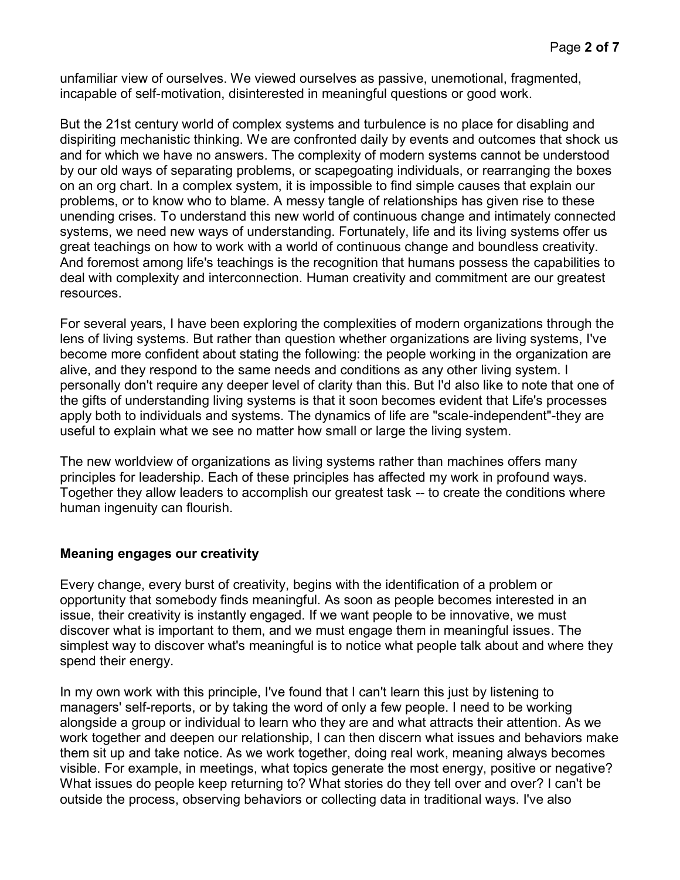unfamiliar view of ourselves. We viewed ourselves as passive, unemotional, fragmented, incapable of self-motivation, disinterested in meaningful questions or good work.

But the 21st century world of complex systems and turbulence is no place for disabling and dispiriting mechanistic thinking. We are confronted daily by events and outcomes that shock us and for which we have no answers. The complexity of modern systems cannot be understood by our old ways of separating problems, or scapegoating individuals, or rearranging the boxes on an org chart. In a complex system, it is impossible to find simple causes that explain our problems, or to know who to blame. A messy tangle of relationships has given rise to these unending crises. To understand this new world of continuous change and intimately connected systems, we need new ways of understanding. Fortunately, life and its living systems offer us great teachings on how to work with a world of continuous change and boundless creativity. And foremost among life's teachings is the recognition that humans possess the capabilities to deal with complexity and interconnection. Human creativity and commitment are our greatest resources.

For several years, I have been exploring the complexities of modern organizations through the lens of living systems. But rather than question whether organizations are living systems, I've become more confident about stating the following: the people working in the organization are alive, and they respond to the same needs and conditions as any other living system. I personally don't require any deeper level of clarity than this. But I'd also like to note that one of the gifts of understanding living systems is that it soon becomes evident that Life's processes apply both to individuals and systems. The dynamics of life are "scale-independent"-they are useful to explain what we see no matter how small or large the living system.

The new worldview of organizations as living systems rather than machines offers many principles for leadership. Each of these principles has affected my work in profound ways. Together they allow leaders to accomplish our greatest task -- to create the conditions where human ingenuity can flourish.

**Meaning engages our creativity**

Every change, every burst of creativity, begins with the identification of a problem or opportunity that somebody finds meaningful. As soon as people becomes interested in an issue, their creativity is instantly engaged. If we want people to be innovative, we must discover what is important to them, and we must engage them in meaningful issues. The simplest way to discover what's meaningful is to notice what people talk about and where they spend their energy.

In my own work with this principle, I've found that I can't learn this just by listening to managers' self-reports, or by taking the word of only a few people. I need to be working alongside a group or individual to learn who they are and what attracts their attention. As we work together and deepen our relationship, I can then discern what issues and behaviors make them sit up and take notice. As we work together, doing real work, meaning always becomes visible. For example, in meetings, what topics generate the most energy, positive or negative? What issues do people keep returning to? What stories do they tell over and over? I can't be outside the process, observing behaviors or collecting data in traditional ways. I've also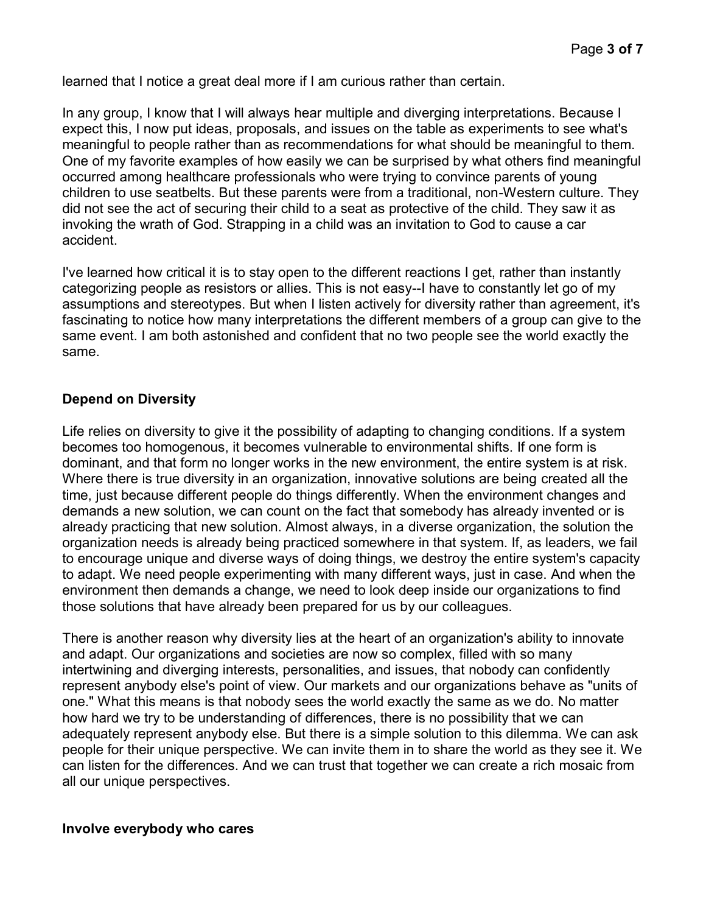learned that I notice a great deal more if I am curious rather than certain.

In any group, I know that I will always hear multiple and diverging interpretations. Because I expect this, I now put ideas, proposals, and issues on the table as experiments to see what's meaningful to people rather than as recommendations for what should be meaningful to them. One of my favorite examples of how easily we can be surprised by what others find meaningful occurred among healthcare professionals who were trying to convince parents of young children to use seatbelts. But these parents were from a traditional, non-Western culture. They did not see the act of securing their child to a seat as protective of the child. They saw it as invoking the wrath of God. Strapping in a child was an invitation to God to cause a car accident.

I've learned how critical it is to stay open to the different reactions I get, rather than instantly categorizing people as resistors or allies. This is not easy--I have to constantly let go of my assumptions and stereotypes. But when I listen actively for diversity rather than agreement, it's fascinating to notice how many interpretations the different members of a group can give to the same event. I am both astonished and confident that no two people see the world exactly the same.

**Depend on Diversity**

Life relies on diversity to give it the possibility of adapting to changing conditions. If a system becomes too homogenous, it becomes vulnerable to environmental shifts. If one form is dominant, and that form no longer works in the new environment, the entire system is at risk. Where there is true diversity in an organization, innovative solutions are being created all the time, just because different people do things differently. When the environment changes and demands a new solution, we can count on the fact that somebody has already invented or is already practicing that new solution. Almost always, in a diverse organization, the solution the organization needs is already being practiced somewhere in that system. If, as leaders, we fail to encourage unique and diverse ways of doing things, we destroy the entire system's capacity to adapt. We need people experimenting with many different ways, just in case. And when the environment then demands a change, we need to look deep inside our organizations to find those solutions that have already been prepared for us by our colleagues.

There is another reason why diversity lies at the heart of an organization's ability to innovate and adapt. Our organizations and societies are now so complex, filled with so many intertwining and diverging interests, personalities, and issues, that nobody can confidently represent anybody else's point of view. Our markets and our organizations behave as "units of one." What this means is that nobody sees the world exactly the same as we do. No matter how hard we try to be understanding of differences, there is no possibility that we can adequately represent anybody else. But there is a simple solution to this dilemma. We can ask people for their unique perspective. We can invite them in to share the world as they see it. We can listen for the differences. And we can trust that together we can create a rich mosaic from all our unique perspectives.

**Involve everybody who cares**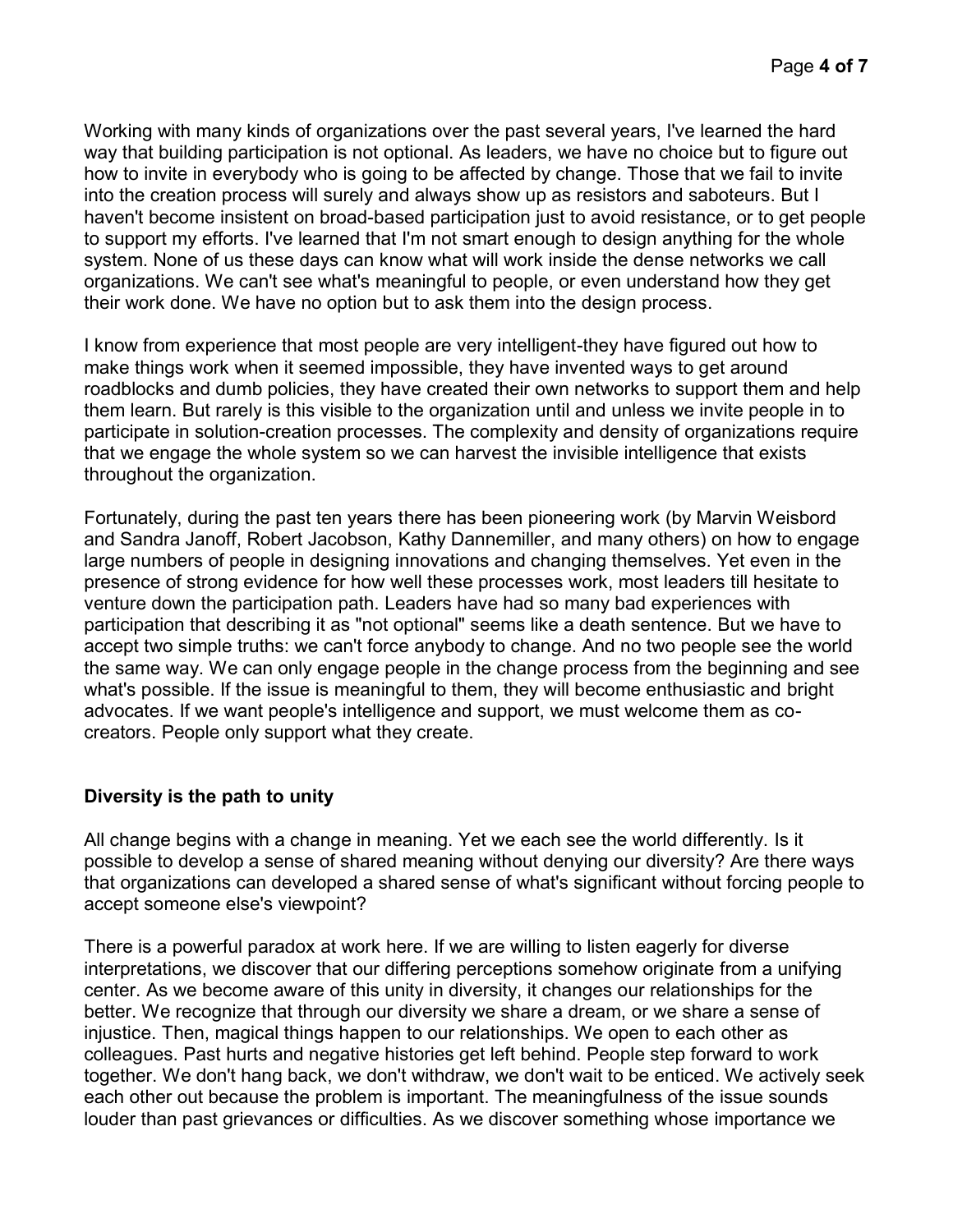Working with many kinds of organizations over the past several years, I've learned the hard way that building participation is not optional. As leaders, we have no choice but to figure out how to invite in everybody who is going to be affected by change. Those that we fail to invite into the creation process will surely and always show up as resistors and saboteurs. But I haven't become insistent on broad-based participation just to avoid resistance, or to get people to support my efforts. I've learned that I'm not smart enough to design anything for the whole system. None of us these days can know what will work inside the dense networks we call organizations. We can't see what's meaningful to people, or even understand how they get their work done. We have no option but to ask them into the design process.

I know from experience that most people are very intelligent-they have figured out how to make things work when it seemed impossible, they have invented ways to get around roadblocks and dumb policies, they have created their own networks to support them and help them learn. But rarely is this visible to the organization until and unless we invite people in to participate in solution-creation processes. The complexity and density of organizations require that we engage the whole system so we can harvest the invisible intelligence that exists throughout the organization.

Fortunately, during the past ten years there has been pioneering work (by Marvin Weisbord and Sandra Janoff, Robert Jacobson, Kathy Dannemiller, and many others) on how to engage large numbers of people in designing innovations and changing themselves. Yet even in the presence of strong evidence for how well these processes work, most leaders till hesitate to venture down the participation path. Leaders have had so many bad experiences with participation that describing it as "not optional" seems like a death sentence. But we have to accept two simple truths: we can't force anybody to change. And no two people see the world the same way. We can only engage people in the change process from the beginning and see what's possible. If the issue is meaningful to them, they will become enthusiastic and bright advocates. If we want people's intelligence and support, we must welcome them as co-creators. People only support what they create.

## Diversity is the path to unity

All change begins with a change in meaning. Yet we each see the world differently. Is it possible to develop a sense of shared meaning without denying our diversity? Are there ways that organizations can developed a shared sense of what's significant without forcing people to accept someone else's viewpoint?

There is a powerful paradox at work here. If we are willing to listen eagerly for diverse interpretations, we discover that our differing perceptions somehow originate from a unifying center. As we become aware of this unity in diversity, it changes our relationships for the better. We recognize that through our diversity we share a dream, or we share a sense of injustice. Then, magical things happen to our relationships. We open to each other as colleagues. Past hurts and negative histories get left behind. People step forward to work together. We don't hang back, we don't withdraw, we don't wait to be enticed. We actively seek each other out because the problem is important. The meaningfulness of the issue sounds louder than past grievances or difficulties. As we discover something whose importance we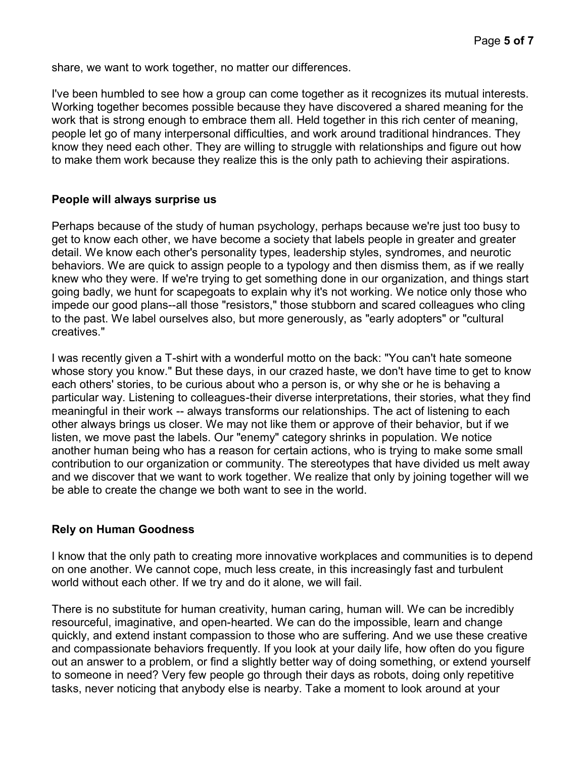share, we want to work together, no matter our differences.

I've been humbled to see how a group can come together as it recognizes its mutual interests. Working together becomes possible because they have discovered a shared meaning for the work that is strong enough to embrace them all. Held together in this rich center of meaning, people let go of many interpersonal difficulties, and work around traditional hindrances. They know they need each other. They are willing to struggle with relationships and figure out how to make them work because they realize this is the only path to achieving their aspirations.

### People will always surprise us

Perhaps because of the study of human psychology, perhaps because we're just too busy to get to know each other, we have become a society that labels people in greater and greater detail. We know each other's personality types, leadership styles, syndromes, and neurotic behaviors. We are quick to assign people to a typology and then dismiss them, as if we really knew who they were. If we're trying to get something done in our organization, and things start going badly, we hunt for scapegoats to explain why it's not working. We notice only those who impede our good plans--all those "resistors," those stubborn and scared colleagues who cling to the past. We label ourselves also, but more generously, as "early adopters" or "cultural creatives."

I was recently given a T-shirt with a wonderful motto on the back: "You can't hate someone whose story you know." But these days, in our crazed haste, we don't have time to get to know each others' stories, to be curious about who a person is, or why she or he is behaving a particular way. Listening to colleagues-their diverse interpretations, their stories, what they find meaningful in their work -- always transforms our relationships. The act of listening to each other always brings us closer. We may not like them or approve of their behavior, but if we listen, we move past the labels. Our "enemy" category shrinks in population. We notice another human being who has a reason for certain actions, who is trying to make some small contribution to our organization or community. The stereotypes that have divided us melt away and we discover that we want to work together. We realize that only by joining together will we be able to create the change we both want to see in the world.

### Rely on Human Goodness

I know that the only path to creating more innovative workplaces and communities is to depend on one another. We cannot cope, much less create, in this increasingly fast and turbulent world without each other. If we try and do it alone, we will fail.

There is no substitute for human creativity, human caring, human will. We can be incredibly resourceful, imaginative, and open-hearted. We can do the impossible, learn and change quickly, and extend instant compassion to those who are suffering. And we use these creative and compassionate behaviors frequently. If you look at your daily life, how often do you figure out an answer to a problem, or find a slightly better way of doing something, or extend yourself to someone in need? Very few people go through their days as robots, doing only repetitive tasks, never noticing that anybody else is nearby. Take a moment to look around at your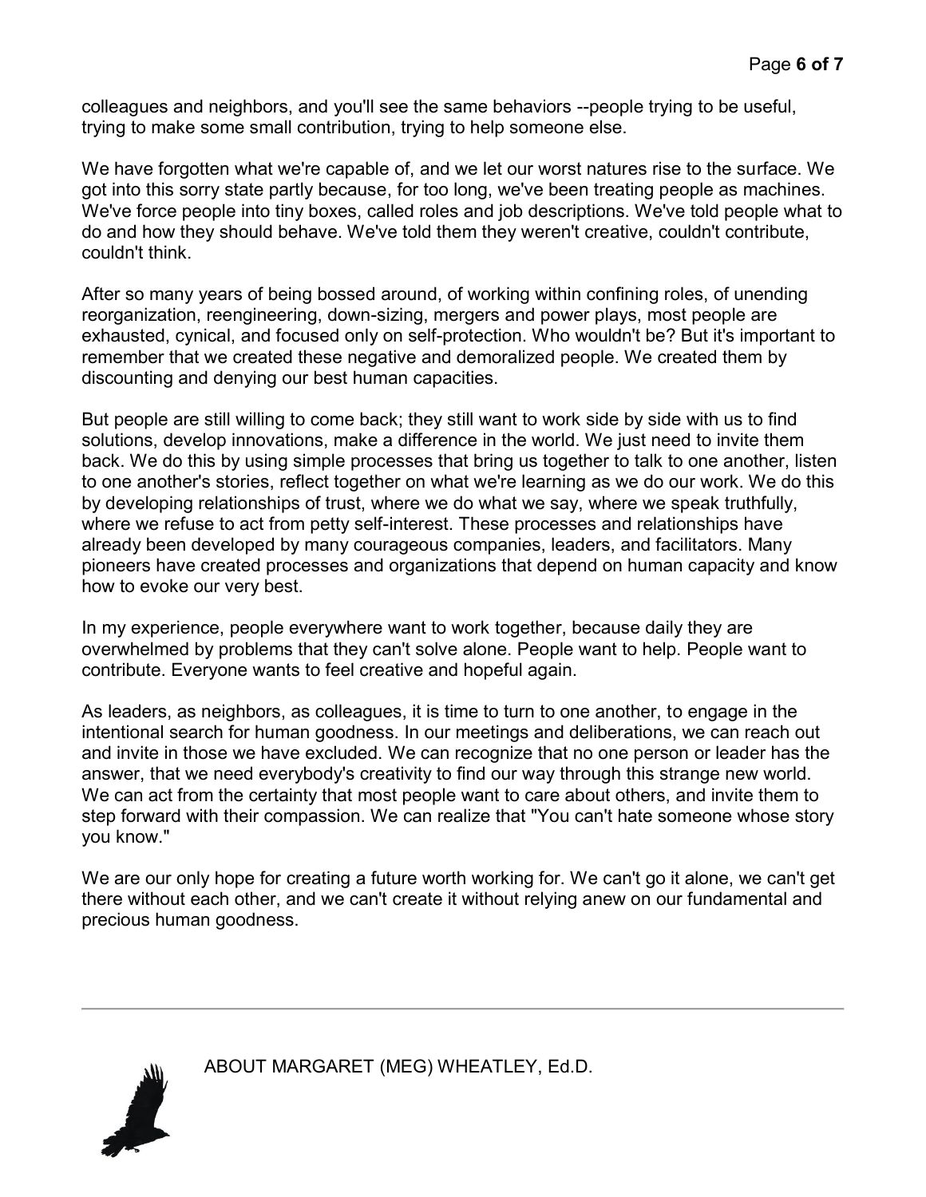colleagues and neighbors, and you'll see the same behaviors --people trying to be useful, trying to make some small contribution, trying to help someone else.

We have forgotten what we're capable of, and we let our worst natures rise to the surface. We got into this sorry state partly because, for too long, we've been treating people as machines. We've force people into tiny boxes, called roles and job descriptions. We've told people what to do and how they should behave. We've told them they weren't creative, couldn't contribute, couldn't think.

After so many years of being bossed around, of working within confining roles, of unending reorganization, reengineering, down-sizing, mergers and power plays, most people are exhausted, cynical, and focused only on self-protection. Who wouldn't be? But it's important to remember that we created these negative and demoralized people. We created them by discounting and denying our best human capacities.

But people are still willing to come back; they still want to work side by side with us to find solutions, develop innovations, make a difference in the world. We just need to invite them back. We do this by using simple processes that bring us together to talk to one another, listen to one another's stories, reflect together on what we're learning as we do our work. We do this by developing relationships of trust, where we do what we say, where we speak truthfully, where we refuse to act from petty self-interest. These processes and relationships have already been developed by many courageous companies, leaders, and facilitators. Many pioneers have created processes and organizations that depend on human capacity and know how to evoke our very best.

In my experience, people everywhere want to work together, because daily they are overwhelmed by problems that they can't solve alone. People want to help. People want to contribute. Everyone wants to feel creative and hopeful again.

As leaders, as neighbors, as colleagues, it is time to turn to one another, to engage in the intentional search for human goodness. In our meetings and deliberations, we can reach out and invite in those we have excluded. We can recognize that no one person or leader has the answer, that we need everybody's creativity to find our way through this strange new world. We can act from the certainty that most people want to care about others, and invite them to step forward with their compassion. We can realize that "You can't hate someone whose story you know."

We are our only hope for creating a future worth working for. We can't go it alone, we can't get there without each other, and we can't create it without relying anew on our fundamental and precious human goodness.

---

ABOUT MARGARET (MEG) WHEATLEY, Ed.D.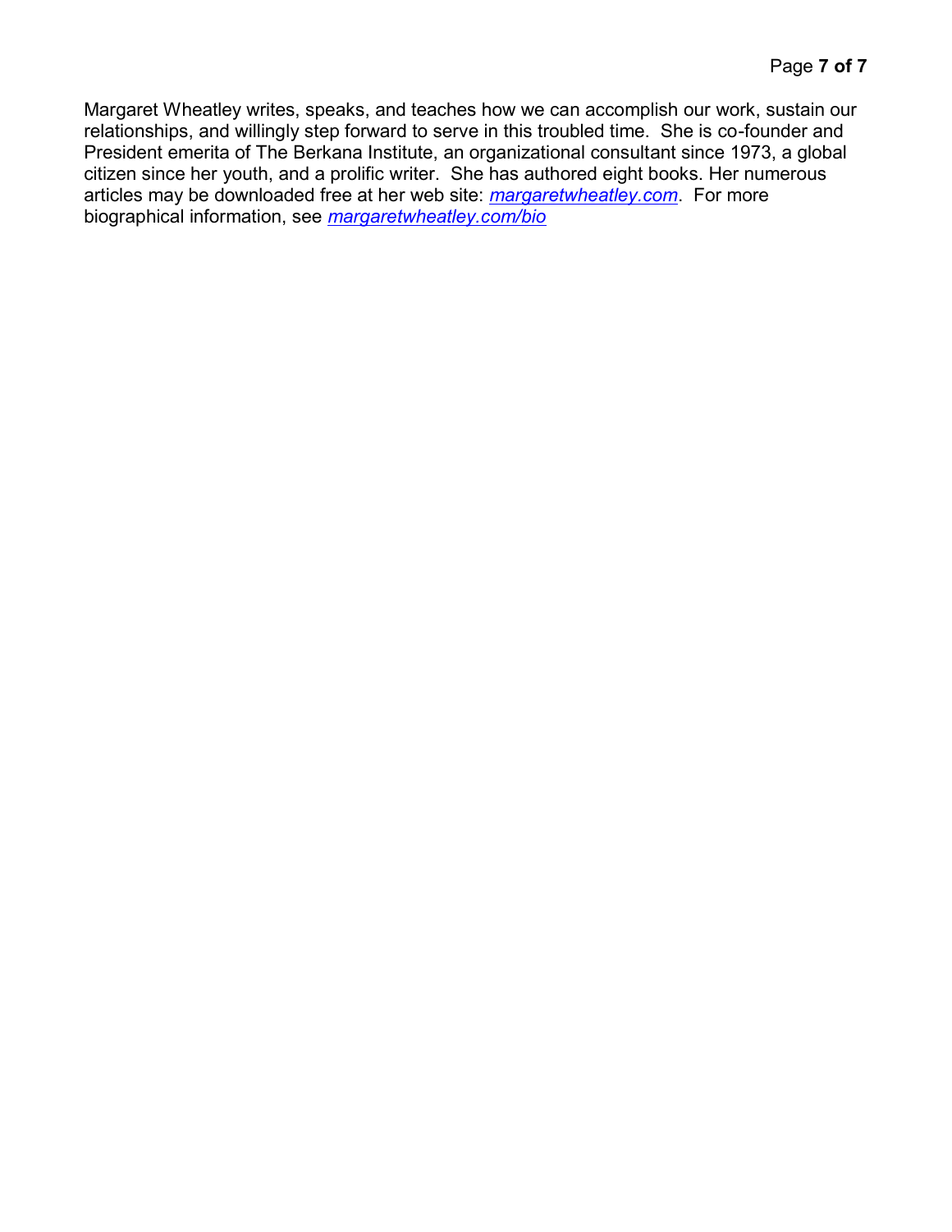Margaret Wheatley writes, speaks, and teaches how we can accomplish our work, sustain our relationships, and willingly step forward to serve in this troubled time. She is co-founder and President emerita of The Berkana Institute, an organizational consultant since 1973, a global citizen since her youth, and a prolific writer. She has authored eight books. Her numerous articles may be downloaded free at her web site: *margaretwheatley.com*. For more biographical information, see *margaretwheatley.com/bio*